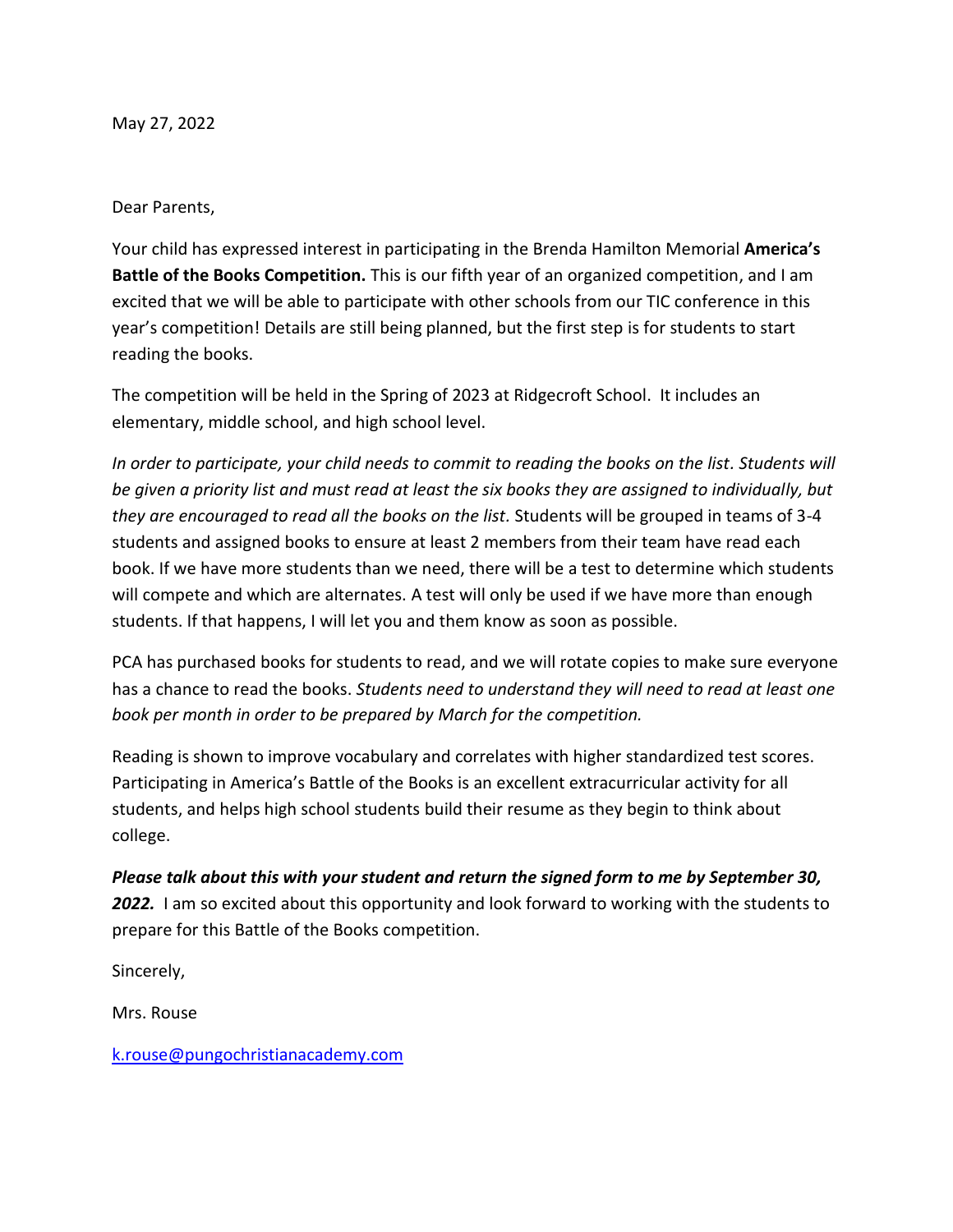May 27, 2022

Dear Parents,

Your child has expressed interest in participating in the Brenda Hamilton Memorial **America's Battle of the Books Competition.** This is our fifth year of an organized competition, and I am excited that we will be able to participate with other schools from our TIC conference in this year's competition! Details are still being planned, but the first step is for students to start reading the books.

The competition will be held in the Spring of 2023 at Ridgecroft School. It includes an elementary, middle school, and high school level.

*In order to participate, your child needs to commit to reading the books on the list. Students will be given a priority list and must read at least the six books they are assigned to individually, but they are encouraged to read all the books on the list.* Students will be grouped in teams of 3-4 students and assigned books to ensure at least 2 members from their team have read each book. If we have more students than we need, there will be a test to determine which students will compete and which are alternates. A test will only be used if we have more than enough students. If that happens, I will let you and them know as soon as possible.

PCA has purchased books for students to read, and we will rotate copies to make sure everyone has a chance to read the books. *Students need to understand they will need to read at least one book per month in order to be prepared by March for the competition.*

Reading is shown to improve vocabulary and correlates with higher standardized test scores. Participating in America's Battle of the Books is an excellent extracurricular activity for all students, and helps high school students build their resume as they begin to think about college.

***Please talk about this with your student and return the signed form to me by September 30, 2022.*** I am so excited about this opportunity and look forward to working with the students to prepare for this Battle of the Books competition.

Sincerely,

Mrs. Rouse

k.rouse@pungochristianacademy.com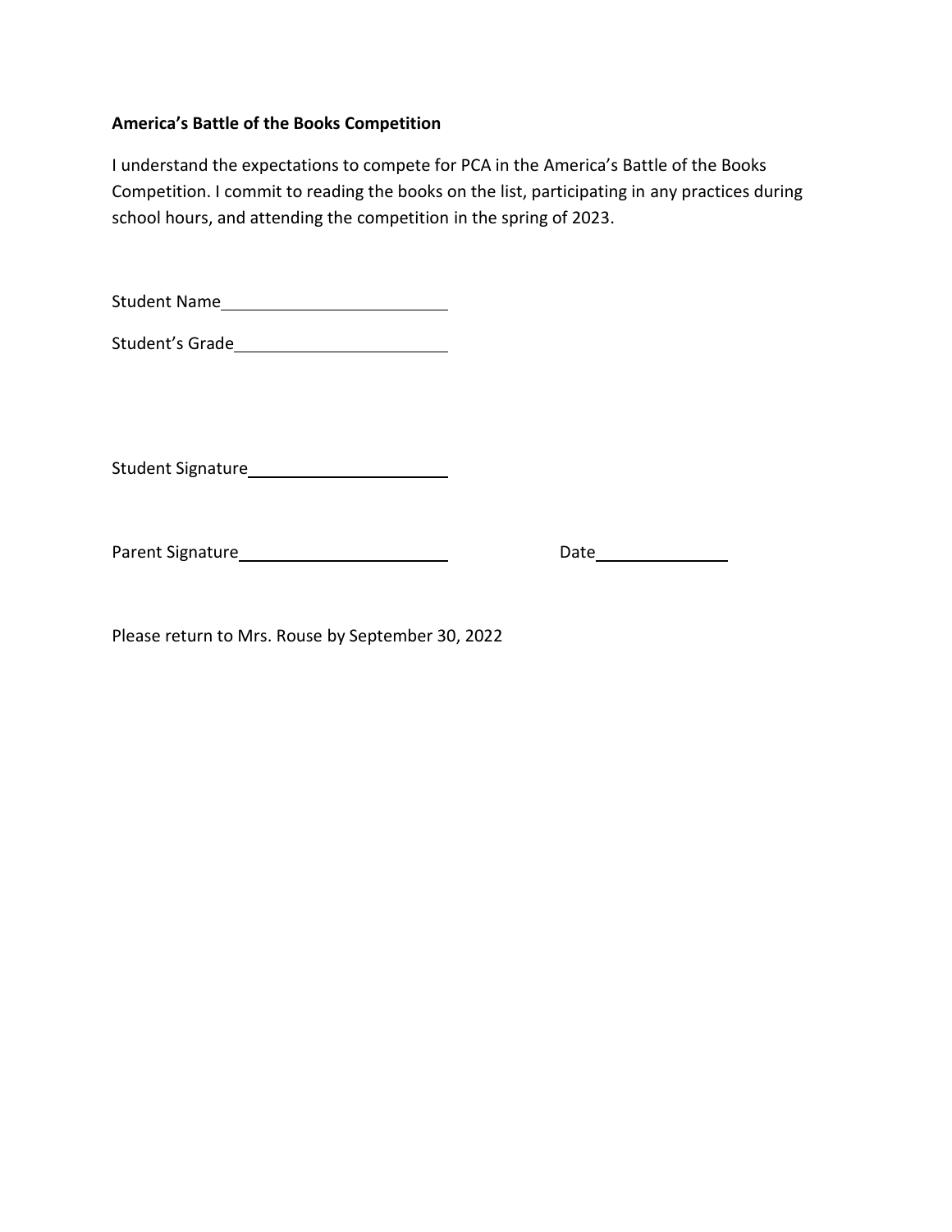**America's Battle of the Books Competition**

I understand the expectations to compete for PCA in the America's Battle of the Books Competition. I commit to reading the books on the list, participating in any practices during school hours, and attending the competition in the spring of 2023.

Student Name________________________

Student's Grade______________________

Student Signature_____________________

Parent Signature______________________ Date______________

Please return to Mrs. Rouse by September 30, 2022